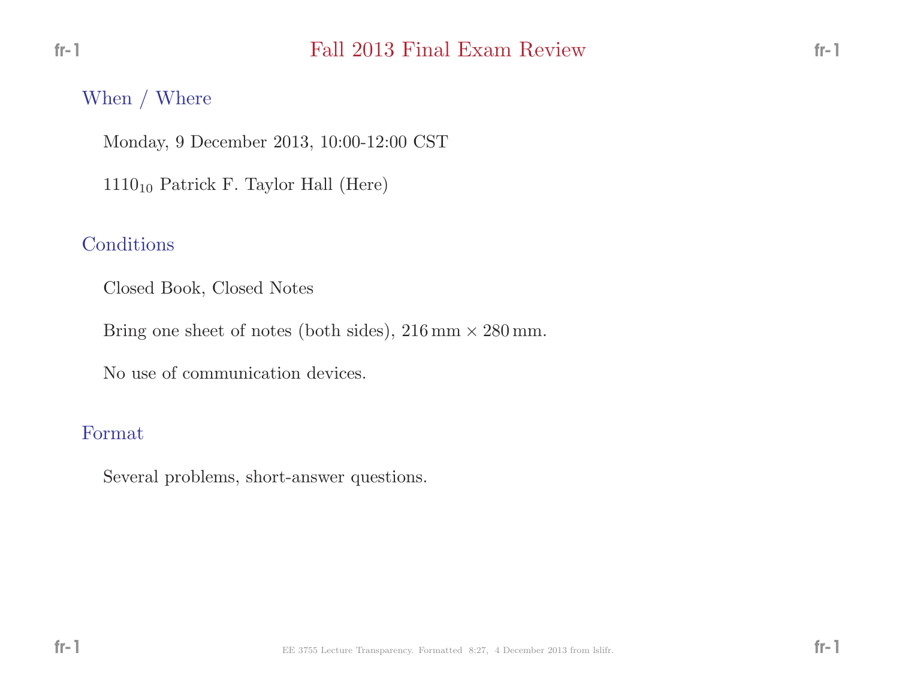# Fall 2013 Final Exam Review

## When / Where

Monday, 9 December 2013, 10:00-12:00 CST

$1110_{10}$ Patrick F. Taylor Hall (Here)

## Conditions

Closed Book, Closed Notes

Bring one sheet of notes (both sides), $216\,\mathrm{mm} \times 280\,\mathrm{mm}$.

No use of communication devices.

## Format

Several problems, short-answer questions.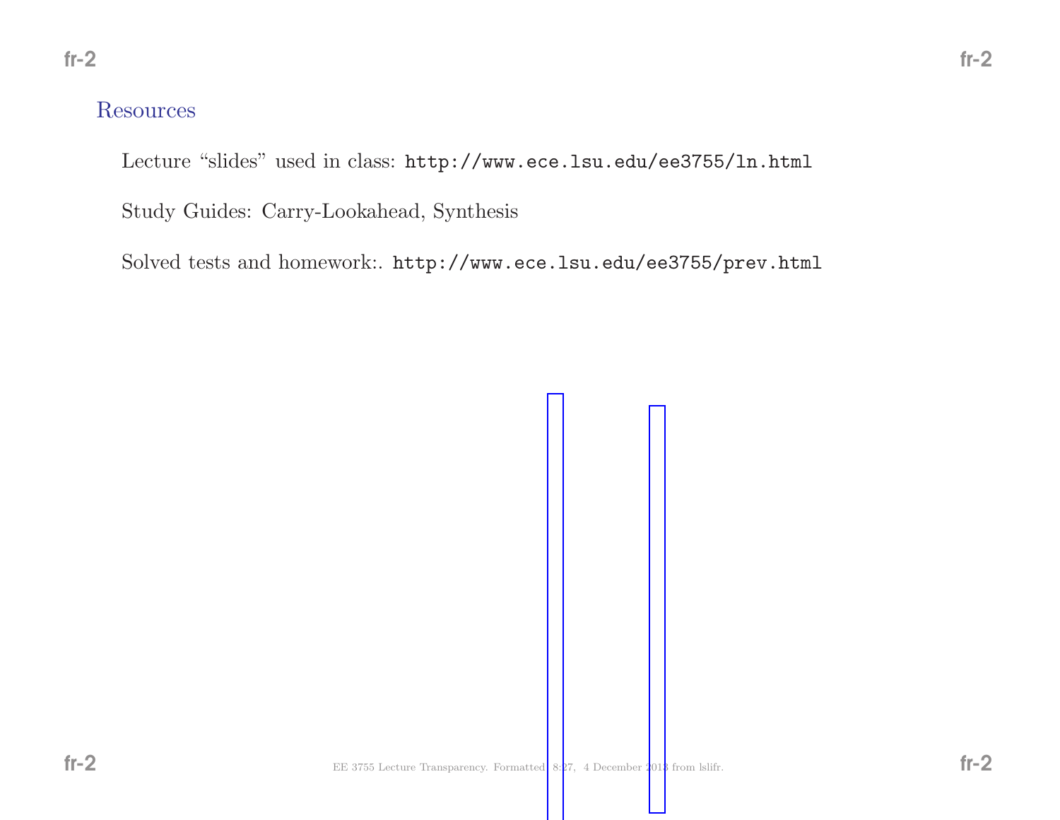## Resources

Lecture “slides” used in class: `http://www.ece.lsu.edu/ee3755/ln.html`

Study Guides: Carry-Lookahead, Synthesis

Solved tests and homework:. `http://www.ece.lsu.edu/ee3755/prev.html`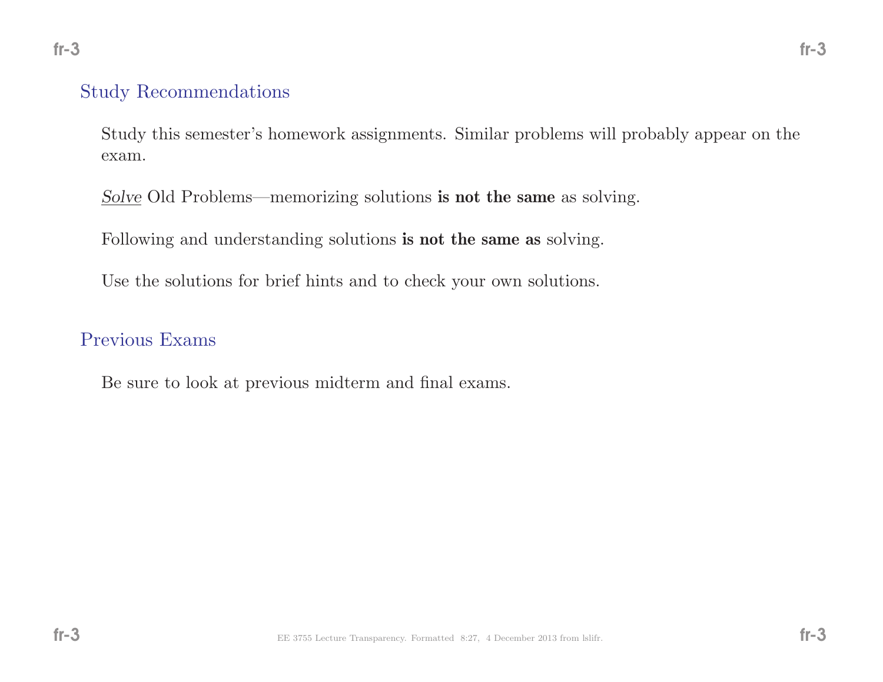## Study Recommendations

Study this semester's homework assignments. Similar problems will probably appear on the exam.

<u>*Solve*</u> Old Problems—memorizing solutions **is not the same** as solving.

Following and understanding solutions **is not the same as** solving.

Use the solutions for brief hints and to check your own solutions.

## Previous Exams

Be sure to look at previous midterm and final exams.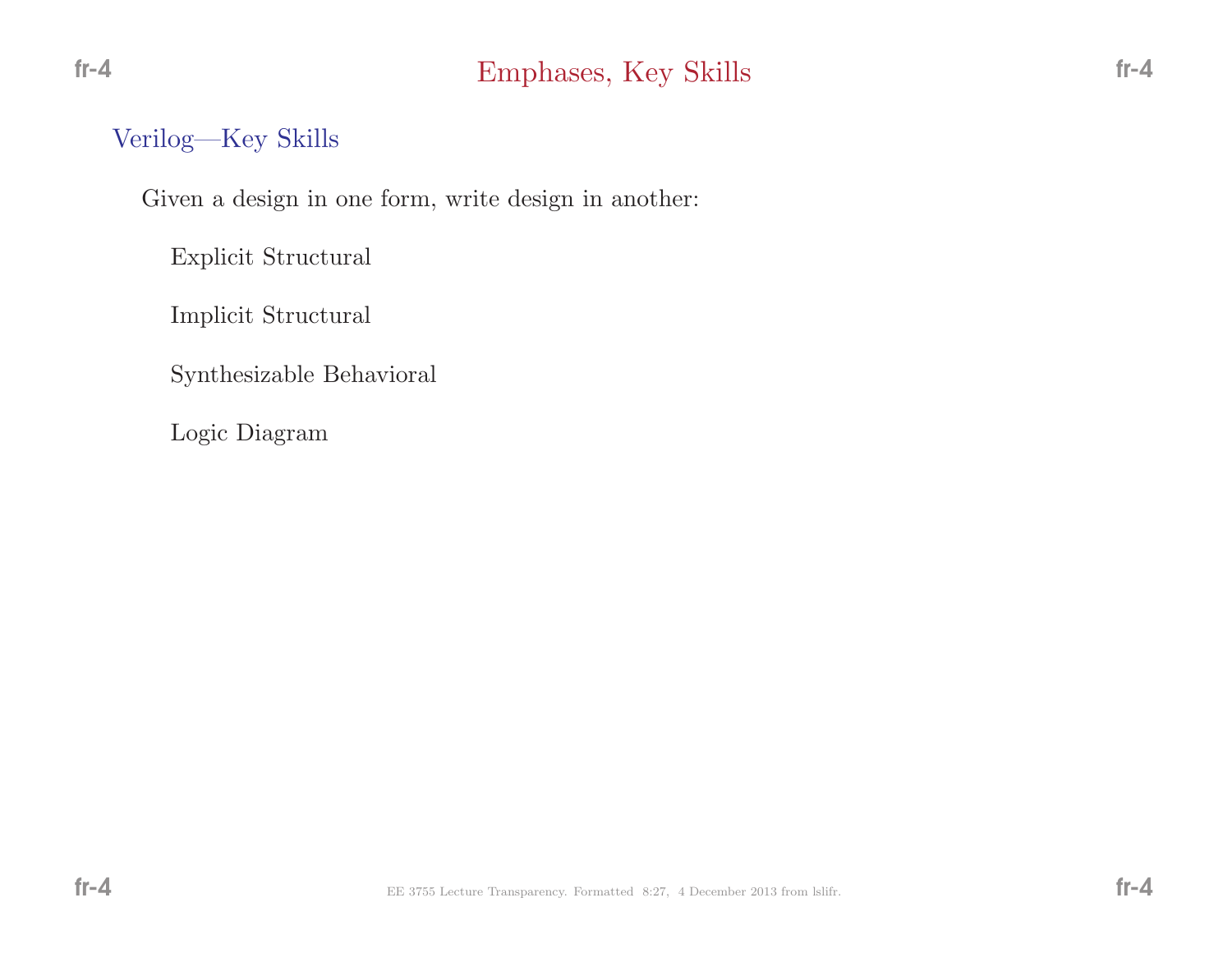# Emphases, Key Skills

## Verilog—Key Skills

Given a design in one form, write design in another:

Explicit Structural

Implicit Structural

Synthesizable Behavioral

Logic Diagram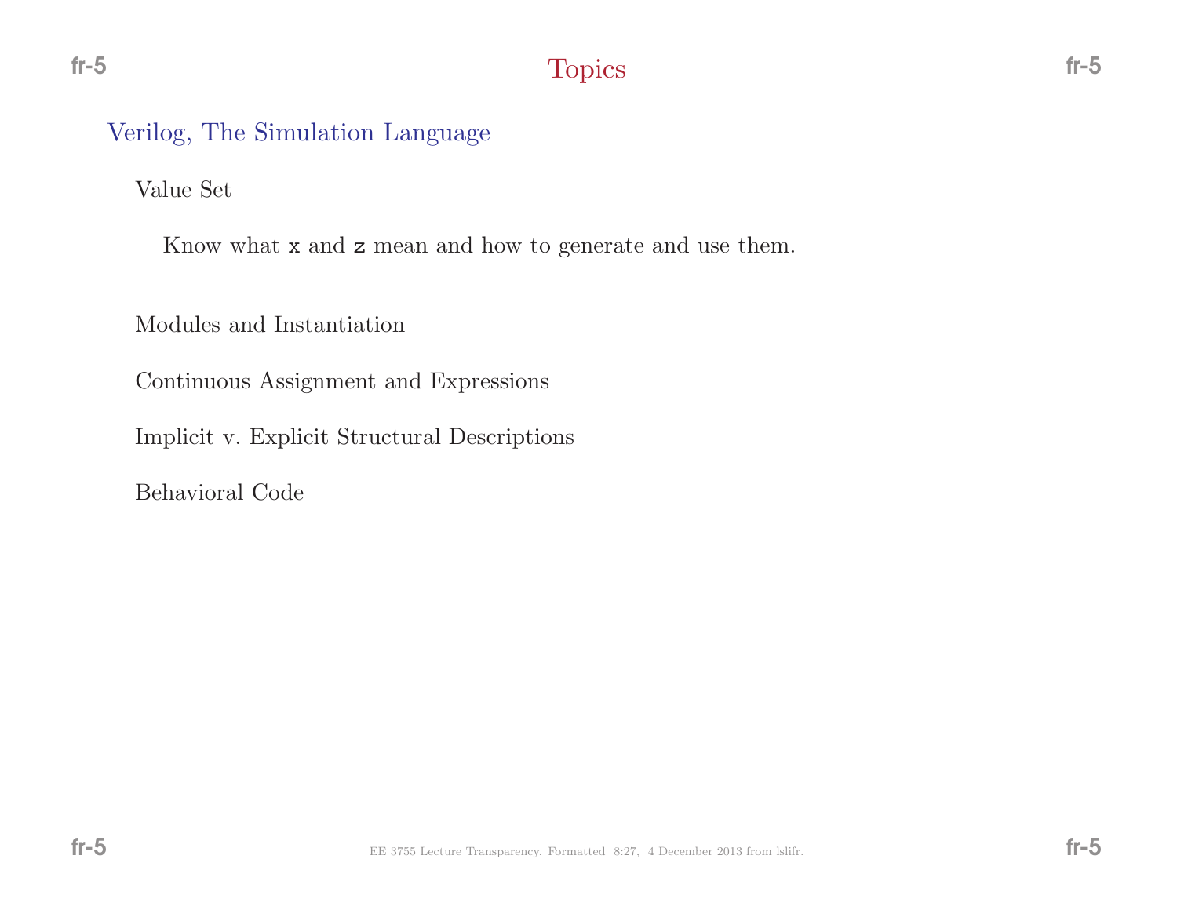# Topics

## Verilog, The Simulation Language

### Value Set

Know what `x` and `z` mean and how to generate and use them.

### Modules and Instantiation

### Continuous Assignment and Expressions

### Implicit v. Explicit Structural Descriptions

### Behavioral Code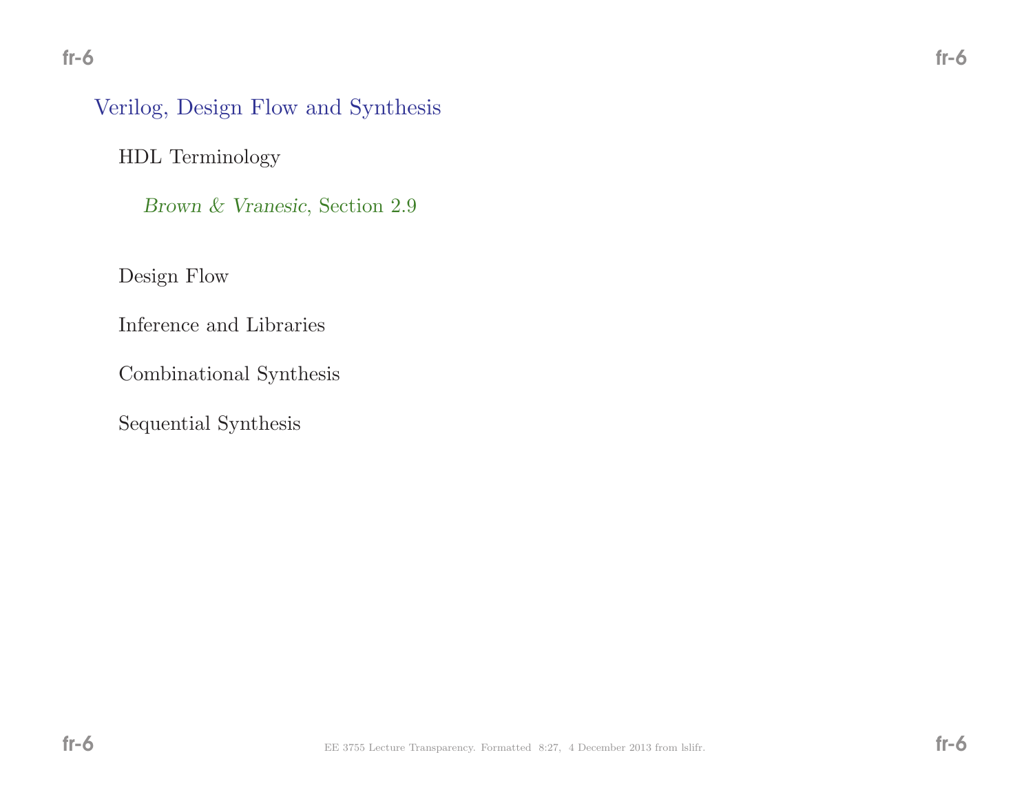## Verilog, Design Flow and Synthesis

### HDL Terminology

*Brown & Vranesic*, Section 2.9

### Design Flow

### Inference and Libraries

### Combinational Synthesis

### Sequential Synthesis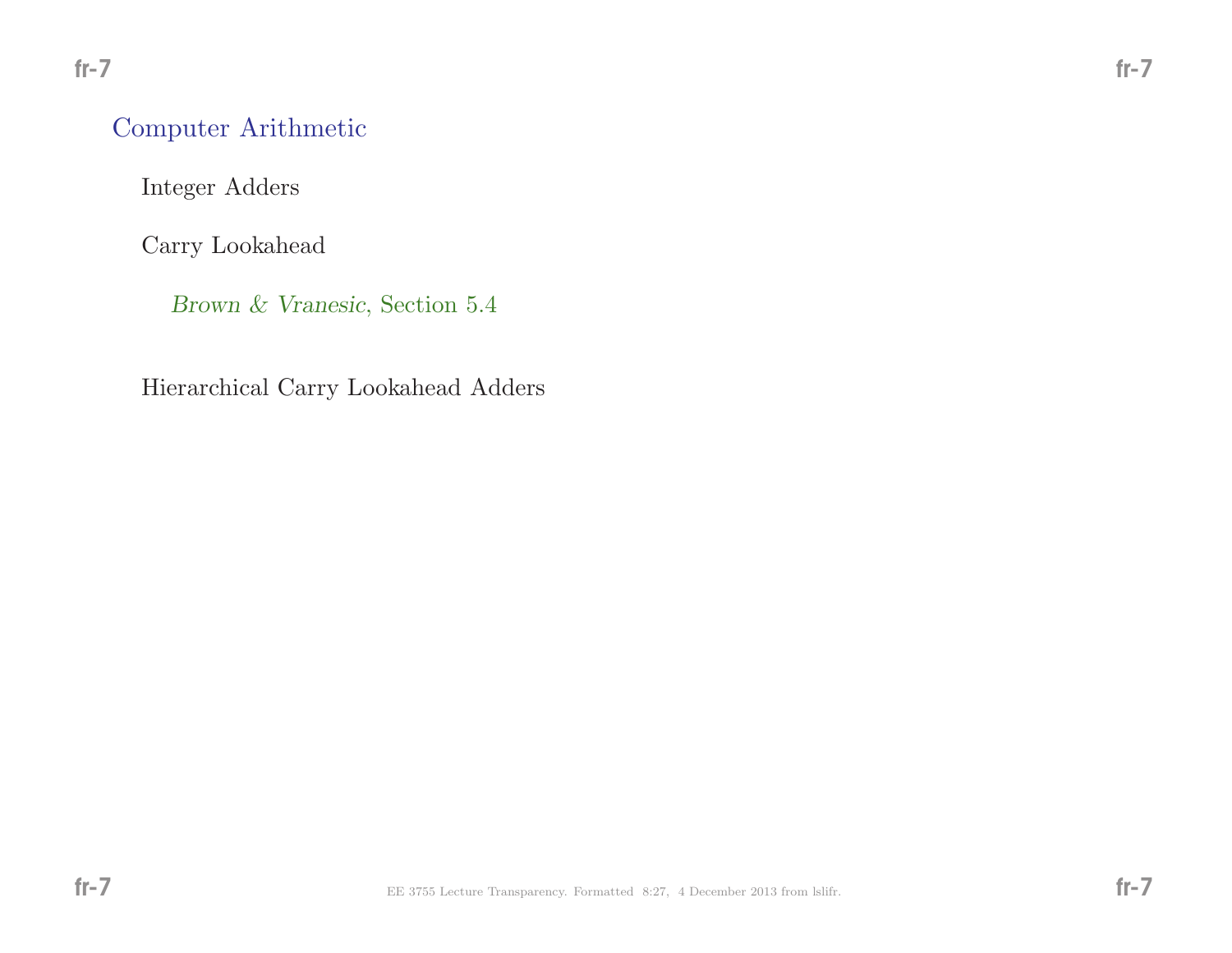# Computer Arithmetic

## Integer Adders

## Carry Lookahead

*Brown & Vranesic*, Section 5.4

## Hierarchical Carry Lookahead Adders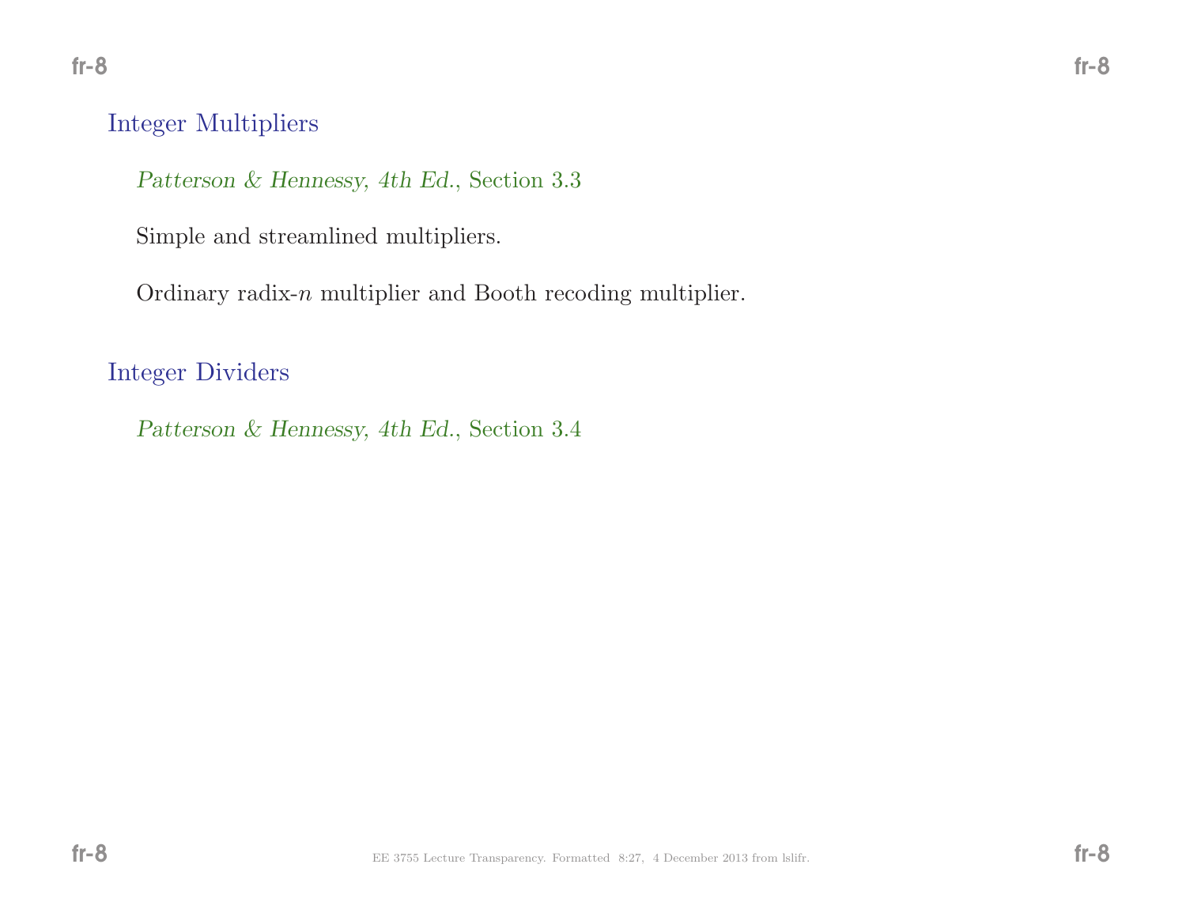## Integer Multipliers

*Patterson & Hennessy, 4th Ed.*, Section 3.3

Simple and streamlined multipliers.

Ordinary radix-$n$ multiplier and Booth recoding multiplier.

## Integer Dividers

*Patterson & Hennessy, 4th Ed.*, Section 3.4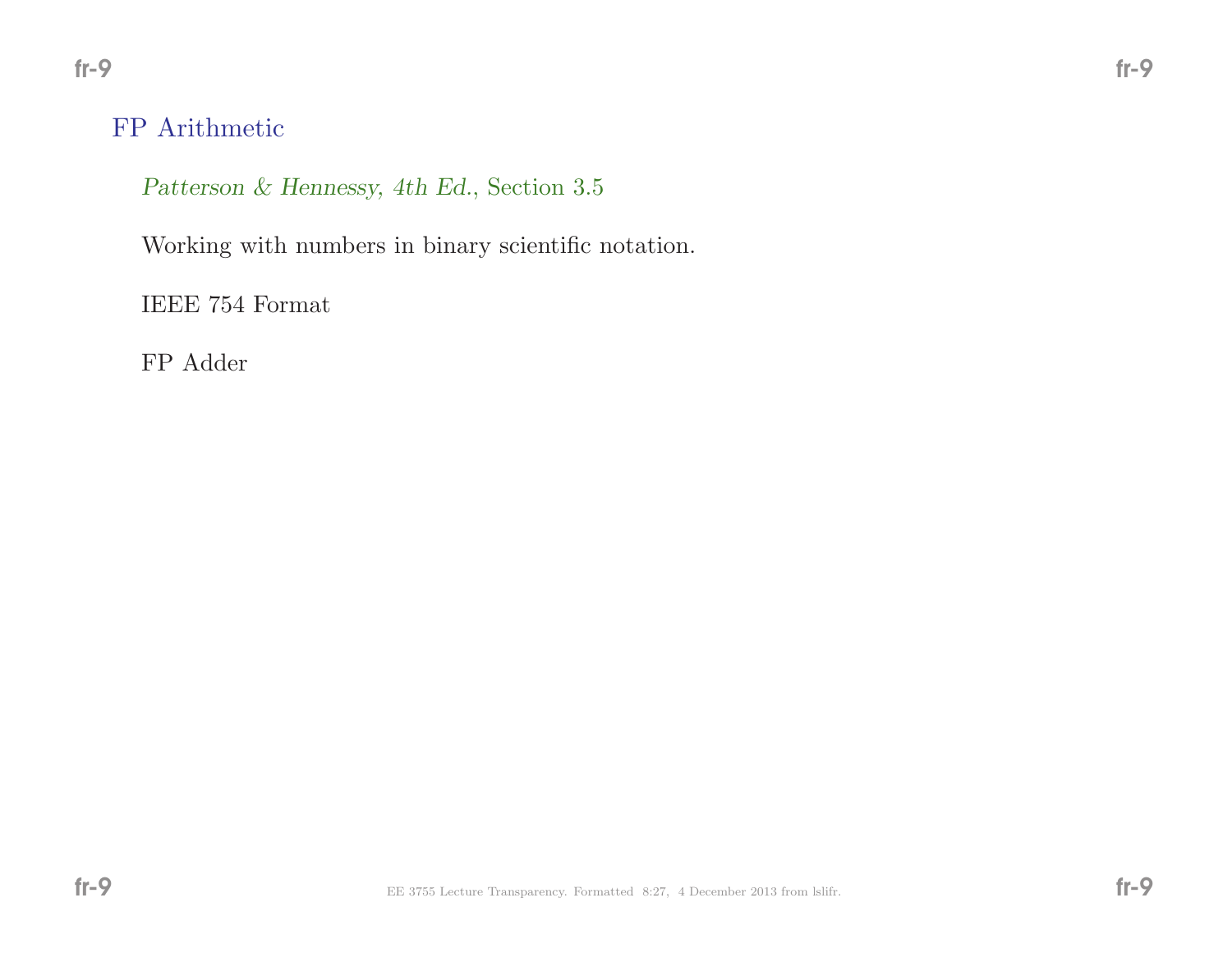## FP Arithmetic

*Patterson & Hennessy, 4th Ed.*, Section 3.5

Working with numbers in binary scientific notation.

IEEE 754 Format

FP Adder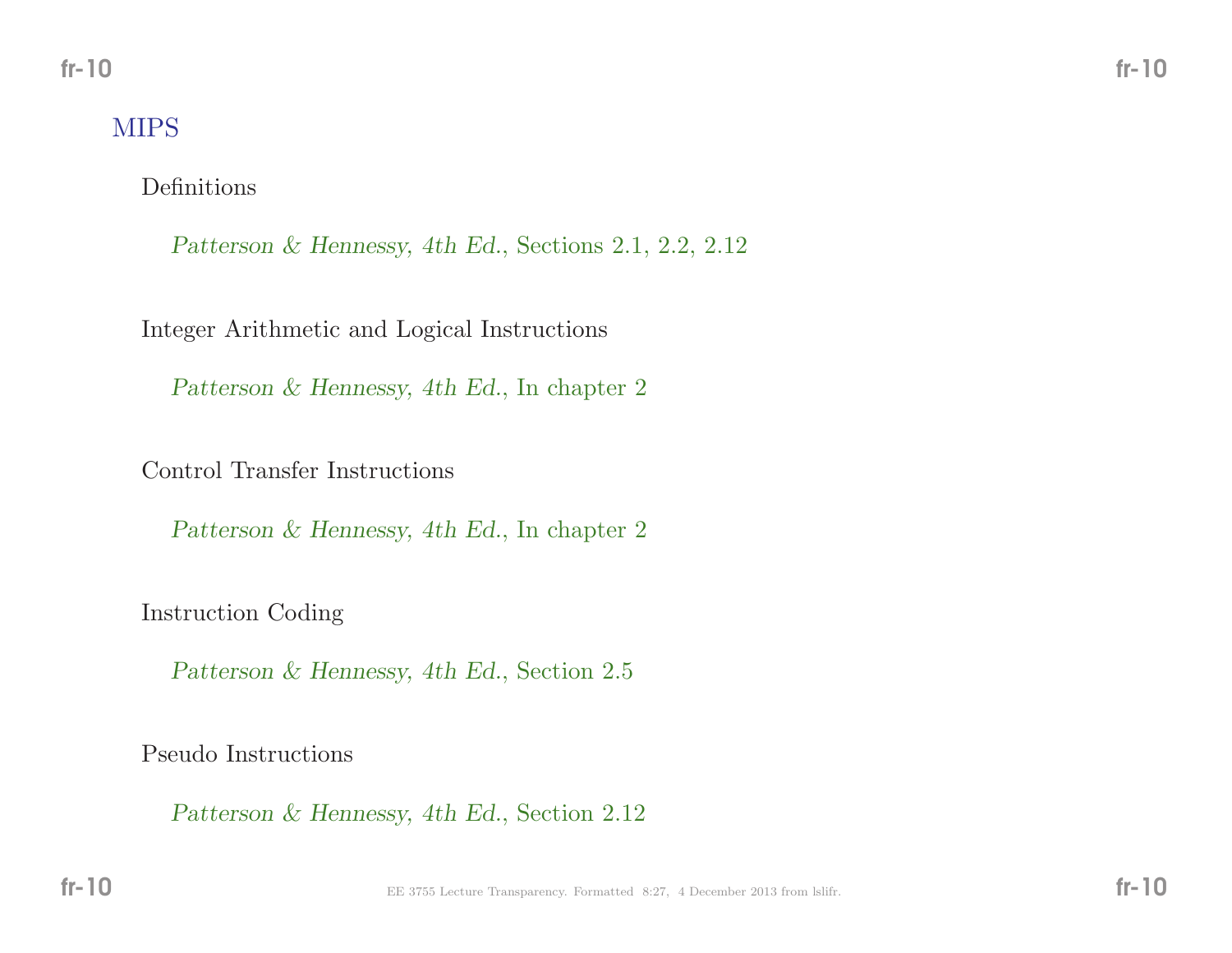## MIPS

### Definitions

*Patterson & Hennessy, 4th Ed.*, Sections 2.1, 2.2, 2.12

### Integer Arithmetic and Logical Instructions

*Patterson & Hennessy, 4th Ed.*, In chapter 2

### Control Transfer Instructions

*Patterson & Hennessy, 4th Ed.*, In chapter 2

### Instruction Coding

*Patterson & Hennessy, 4th Ed.*, Section 2.5

### Pseudo Instructions

*Patterson & Hennessy, 4th Ed.*, Section 2.12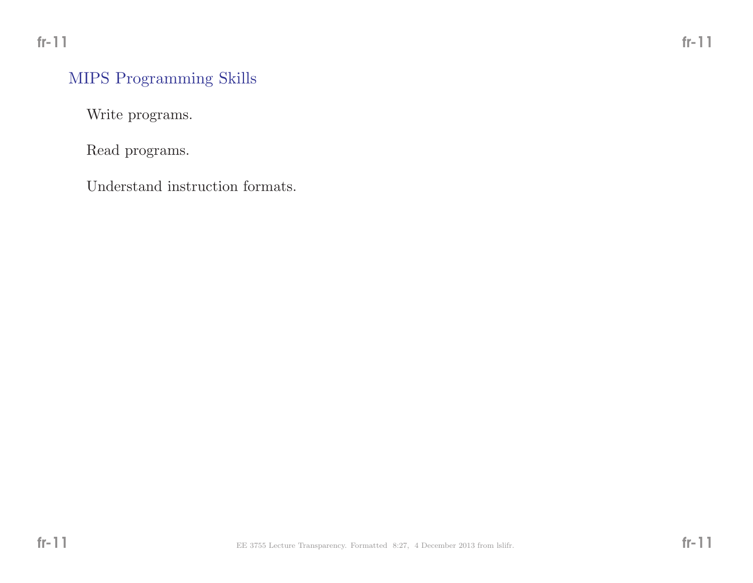## MIPS Programming Skills

Write programs.

Read programs.

Understand instruction formats.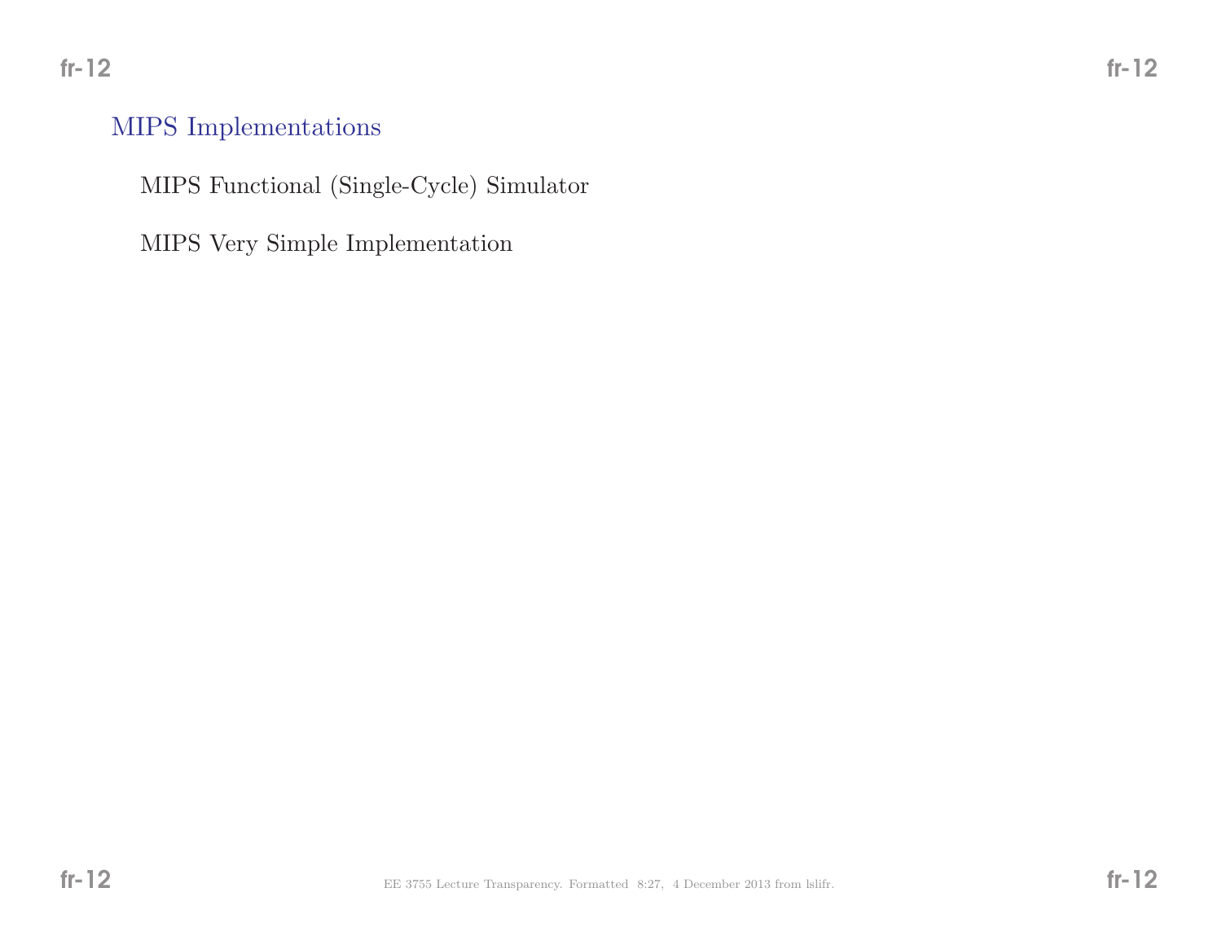## MIPS Implementations

MIPS Functional (Single-Cycle) Simulator

MIPS Very Simple Implementation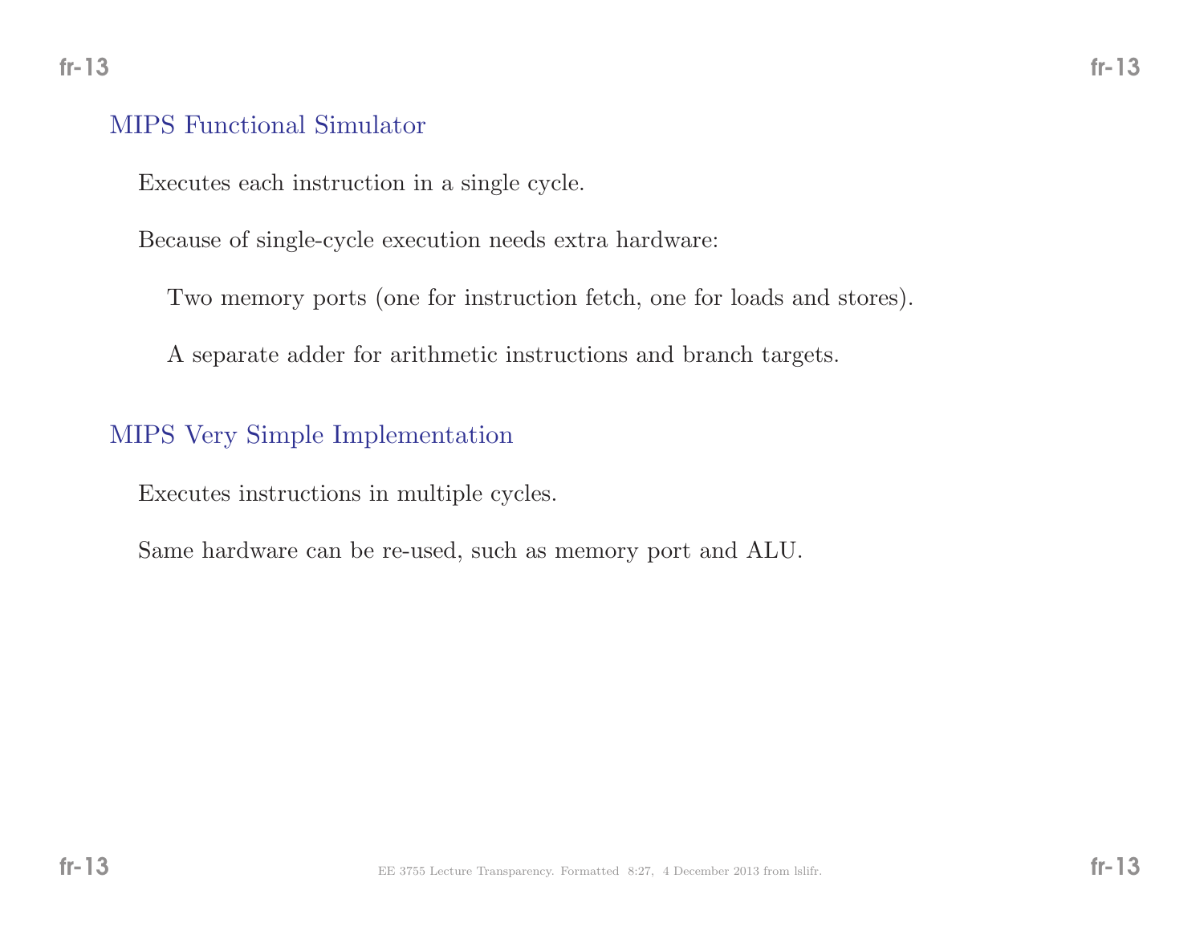## MIPS Functional Simulator

Executes each instruction in a single cycle.

Because of single-cycle execution needs extra hardware:

Two memory ports (one for instruction fetch, one for loads and stores).

A separate adder for arithmetic instructions and branch targets.

## MIPS Very Simple Implementation

Executes instructions in multiple cycles.

Same hardware can be re-used, such as memory port and ALU.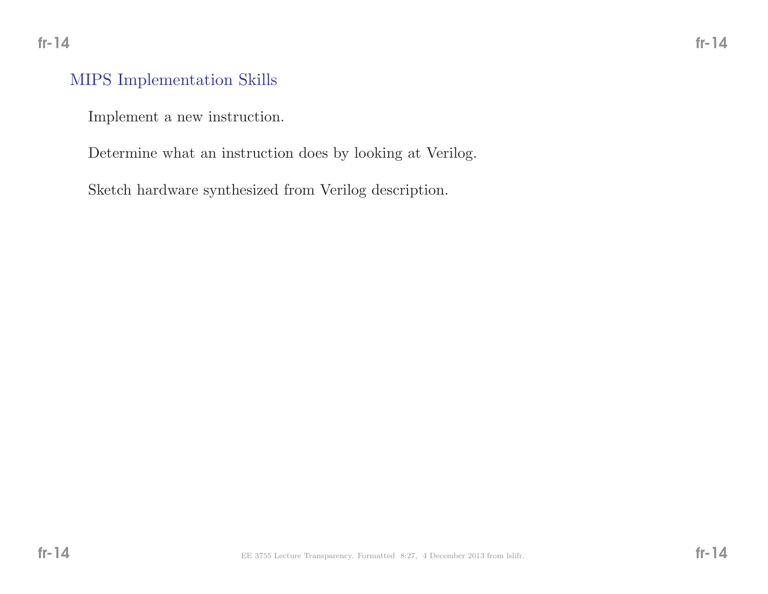## MIPS Implementation Skills

Implement a new instruction.

Determine what an instruction does by looking at Verilog.

Sketch hardware synthesized from Verilog description.